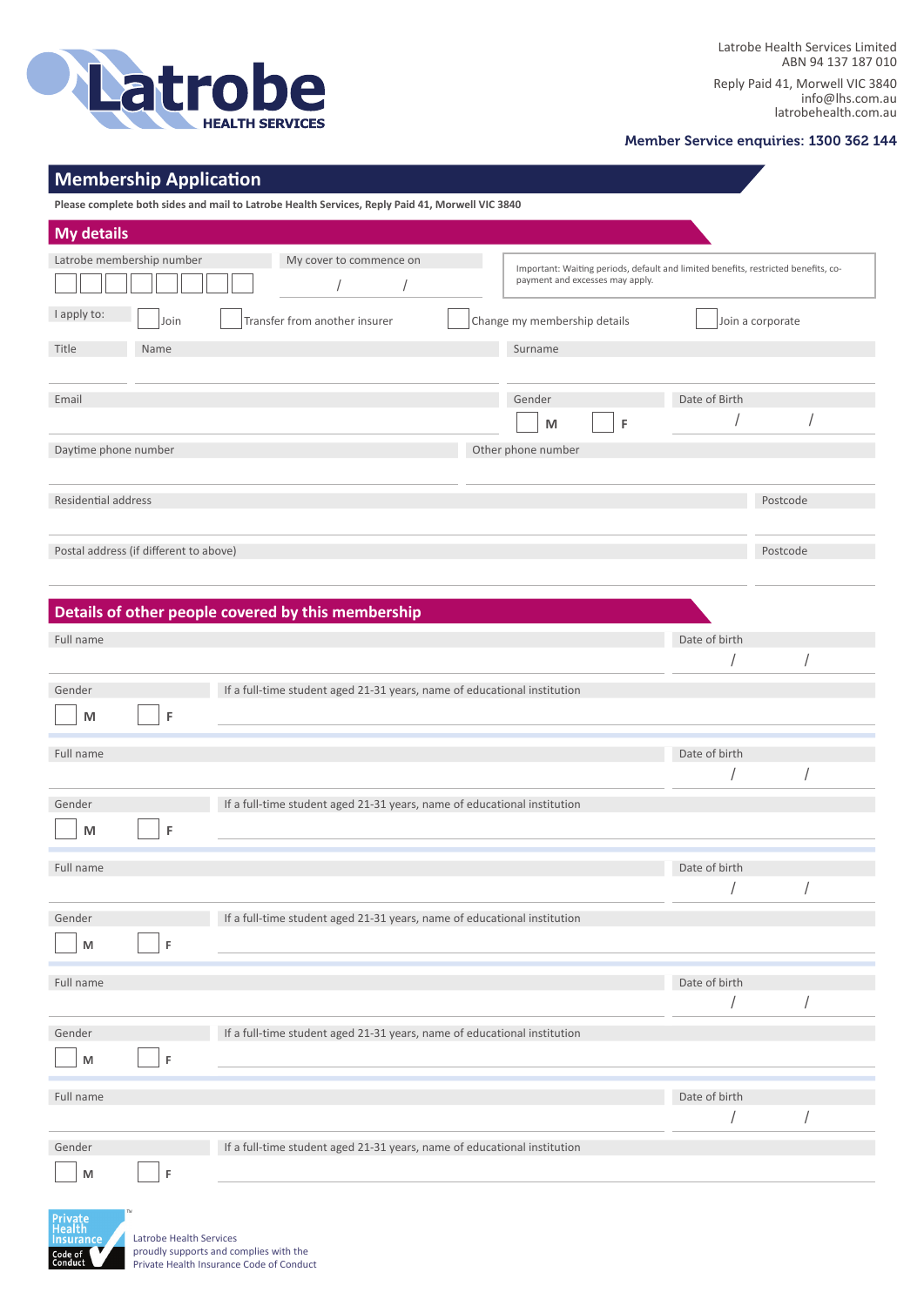Latrobe HEALTH SERVICES

Latrobe Health Services Limited
ABN 94 137 187 010

Reply Paid 41, Morwell VIC 3840
info@lhs.com.au
latrobehealth.com.au

**Member Service enquiries: 1300 362 144**

# Membership Application

**Please complete both sides and mail to Latrobe Health Services, Reply Paid 41, Morwell VIC 3840**

## My details

Latrobe membership number ☐☐☐☐☐☐☐☐

My cover to commence on ___ / ___ / ___

Important: Waiting periods, default and limited benefits, restricted benefits, co-payment and excesses may apply.

I apply to: ☐ Join ☐ Transfer from another insurer ☐ Change my membership details ☐ Join a corporate

Title ________ Name ________________ Surname ________________

Email ________________ Gender ☐ M ☐ F Date of Birth ___ / ___ / ___

Daytime phone number ________________ Other phone number ________________

Residential address ________________ Postcode ________

Postal address (if different to above) ________________ Postcode ________

## Details of other people covered by this membership

Full name ________________ Date of birth ___ / ___ / ___

Gender ☐ M ☐ F If a full-time student aged 21-31 years, name of educational institution ________________

Full name ________________ Date of birth ___ / ___ / ___

Gender ☐ M ☐ F If a full-time student aged 21-31 years, name of educational institution ________________

Full name ________________ Date of birth ___ / ___ / ___

Gender ☐ M ☐ F If a full-time student aged 21-31 years, name of educational institution ________________

Full name ________________ Date of birth ___ / ___ / ___

Gender ☐ M ☐ F If a full-time student aged 21-31 years, name of educational institution ________________

Full name ________________ Date of birth ___ / ___ / ___

Gender ☐ M ☐ F If a full-time student aged 21-31 years, name of educational institution ________________

Private Health Insurance Code of Conduct™

Latrobe Health Services proudly supports and complies with the Private Health Insurance Code of Conduct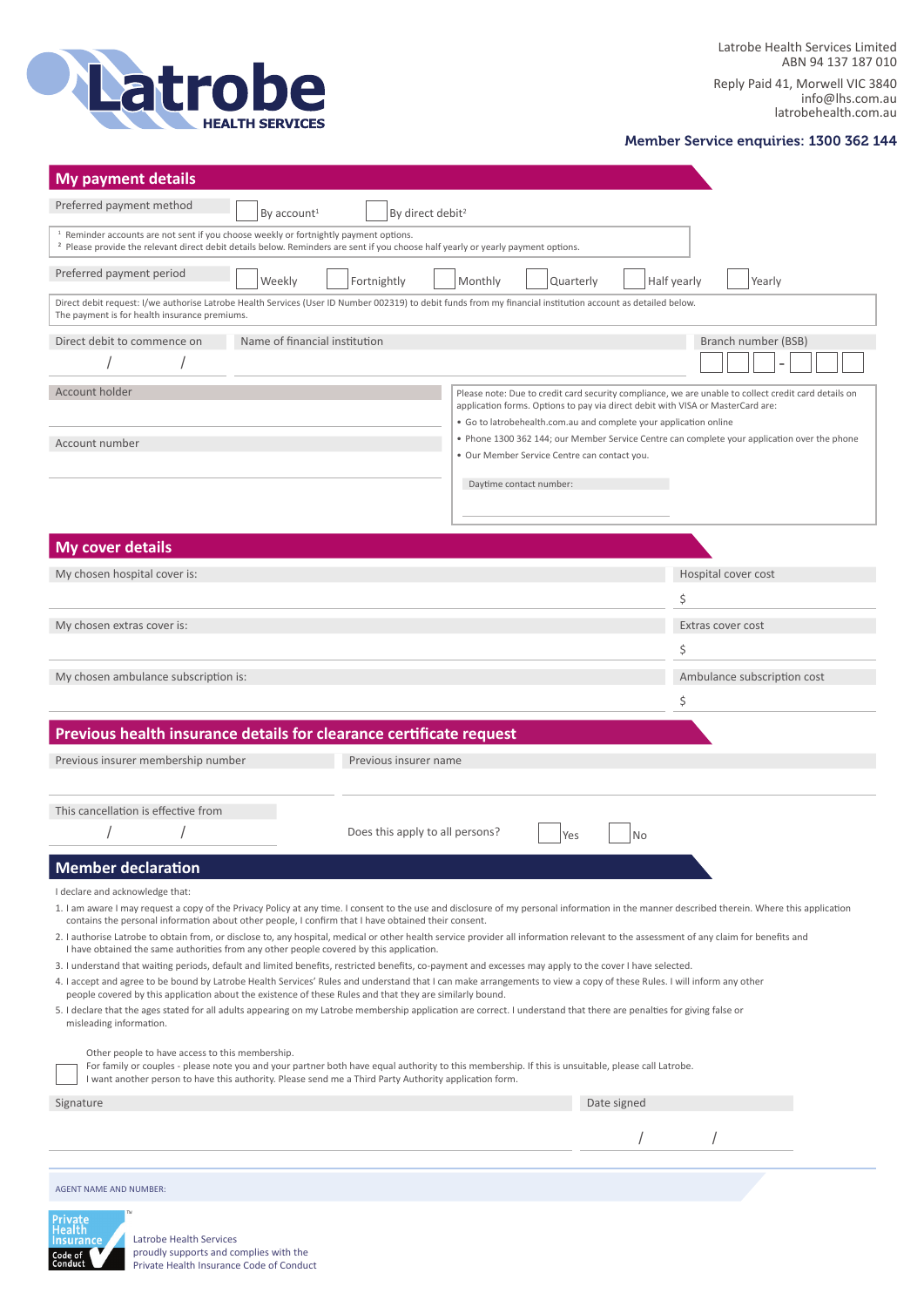Latrobe Health Services Limited
ABN 94 137 187 010

Reply Paid 41, Morwell VIC 3840
info@lhs.com.au
latrobehealth.com.au

**Member Service enquiries: 1300 362 144**

## My payment details

Preferred payment method ☐ By account[1] ☐ By direct debit[2]

[1] Reminder accounts are not sent if you choose weekly or fortnightly payment options.
[2] Please provide the relevant direct debit details below. Reminders are sent if you choose half yearly or yearly payment options.

Preferred payment period ☐ Weekly ☐ Fortnightly ☐ Monthly ☐ Quarterly ☐ Half yearly ☐ Yearly

Direct debit request: I/we authorise Latrobe Health Services (User ID Number 002319) to debit funds from my financial institution account as detailed below. The payment is for health insurance premiums.

Direct debit to commence on: / /

Name of financial institution:

Branch number (BSB): - 

Account holder:

Account number:

Please note: Due to credit card security compliance, we are unable to collect credit card details on application forms. Options to pay via direct debit with VISA or MasterCard are:

- Go to latrobehealth.com.au and complete your application online
- Phone 1300 362 144; our Member Service Centre can complete your application over the phone
- Our Member Service Centre can contact you.

Daytime contact number:

## My cover details

| | |
|---|---|
| My chosen hospital cover is: | Hospital cover cost $ |
| My chosen extras cover is: | Extras cover cost $ |
| My chosen ambulance subscription is: | Ambulance subscription cost $ |

## Previous health insurance details for clearance certificate request

Previous insurer membership number:

Previous insurer name:

This cancellation is effective from: / /

Does this apply to all persons? ☐ Yes ☐ No

## Member declaration

I declare and acknowledge that:

1. I am aware I may request a copy of the Privacy Policy at any time. I consent to the use and disclosure of my personal information in the manner described therein. Where this application contains the personal information about other people, I confirm that I have obtained their consent.
2. I authorise Latrobe to obtain from, or disclose to, any hospital, medical or other health service provider all information relevant to the assessment of any claim for benefits and I have obtained the same authorities from any other people covered by this application.
3. I understand that waiting periods, default and limited benefits, restricted benefits, co-payment and excesses may apply to the cover I have selected.
4. I accept and agree to be bound by Latrobe Health Services' Rules and understand that I can make arrangements to view a copy of these Rules. I will inform any other people covered by this application about the existence of these Rules and that they are similarly bound.
5. I declare that the ages stated for all adults appearing on my Latrobe membership application are correct. I understand that there are penalties for giving false or misleading information.

☐ Other people to have access to this membership.
For family or couples - please note you and your partner both have equal authority to this membership. If this is unsuitable, please call Latrobe.
I want another person to have this authority. Please send me a Third Party Authority application form.

Signature:

Date signed: / /

AGENT NAME AND NUMBER:

Private Health Insurance Code of Conduct

Latrobe Health Services proudly supports and complies with the Private Health Insurance Code of Conduct